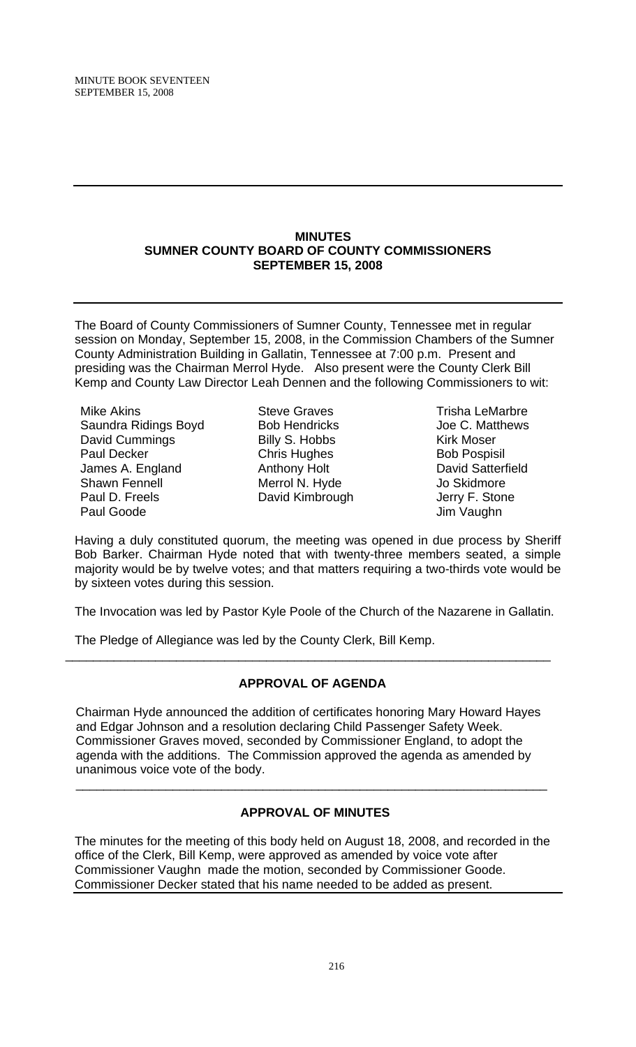## MINUTES
## SUMNER COUNTY BOARD OF COUNTY COMMISSIONERS
## SEPTEMBER 15, 2008

The Board of County Commissioners of Sumner County, Tennessee met in regular session on Monday, September 15, 2008, in the Commission Chambers of the Sumner County Administration Building in Gallatin, Tennessee at 7:00 p.m. Present and presiding was the Chairman Merrol Hyde. Also present were the County Clerk Bill Kemp and County Law Director Leah Dennen and the following Commissioners to wit:

| | | |
|---|---|---|
| Mike Akins | Steve Graves | Trisha LeMarbre |
| Saundra Ridings Boyd | Bob Hendricks | Joe C. Matthews |
| David Cummings | Billy S. Hobbs | Kirk Moser |
| Paul Decker | Chris Hughes | Bob Pospisil |
| James A. England | Anthony Holt | David Satterfield |
| Shawn Fennell | Merrol N. Hyde | Jo Skidmore |
| Paul D. Freels | David Kimbrough | Jerry F. Stone |
| Paul Goode | | Jim Vaughn |

Having a duly constituted quorum, the meeting was opened in due process by Sheriff Bob Barker. Chairman Hyde noted that with twenty-three members seated, a simple majority would be by twelve votes; and that matters requiring a two-thirds vote would be by sixteen votes during this session.

The Invocation was led by Pastor Kyle Poole of the Church of the Nazarene in Gallatin.

The Pledge of Allegiance was led by the County Clerk, Bill Kemp.

---

### APPROVAL OF AGENDA

Chairman Hyde announced the addition of certificates honoring Mary Howard Hayes and Edgar Johnson and a resolution declaring Child Passenger Safety Week. Commissioner Graves moved, seconded by Commissioner England, to adopt the agenda with the additions. The Commission approved the agenda as amended by unanimous voice vote of the body.

---

### APPROVAL OF MINUTES

The minutes for the meeting of this body held on August 18, 2008, and recorded in the office of the Clerk, Bill Kemp, were approved as amended by voice vote after Commissioner Vaughn made the motion, seconded by Commissioner Goode. Commissioner Decker stated that his name needed to be added as present.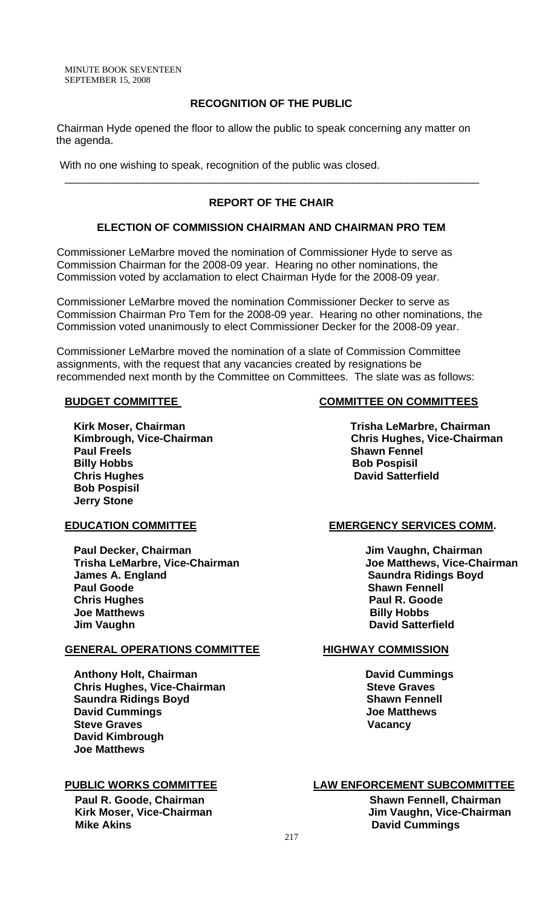## RECOGNITION OF THE PUBLIC

Chairman Hyde opened the floor to allow the public to speak concerning any matter on the agenda.

With no one wishing to speak, recognition of the public was closed.

---

## REPORT OF THE CHAIR

### ELECTION OF COMMISSION CHAIRMAN AND CHAIRMAN PRO TEM

Commissioner LeMarbre moved the nomination of Commissioner Hyde to serve as Commission Chairman for the 2008-09 year. Hearing no other nominations, the Commission voted by acclamation to elect Chairman Hyde for the 2008-09 year.

Commissioner LeMarbre moved the nomination Commissioner Decker to serve as Commission Chairman Pro Tem for the 2008-09 year. Hearing no other nominations, the Commission voted unanimously to elect Commissioner Decker for the 2008-09 year.

Commissioner LeMarbre moved the nomination of a slate of Commission Committee assignments, with the request that any vacancies created by resignations be recommended next month by the Committee on Committees. The slate was as follows:

**BUDGET COMMITTEE**

**Kirk Moser, Chairman**
**Kimbrough, Vice-Chairman**
**Paul Freels**
**Billy Hobbs**
**Chris Hughes**
**Bob Pospisil**
**Jerry Stone**

**COMMITTEE ON COMMITTEES**

**Trisha LeMarbre, Chairman**
**Chris Hughes, Vice-Chairman**
**Shawn Fennel**
**Bob Pospisil**
**David Satterfield**

**EDUCATION COMMITTEE**

**Paul Decker, Chairman**
**Trisha LeMarbre, Vice-Chairman**
**James A. England**
**Paul Goode**
**Chris Hughes**
**Joe Matthews**
**Jim Vaughn**

**EMERGENCY SERVICES COMM.**

**Jim Vaughn, Chairman**
**Joe Matthews, Vice-Chairman**
**Saundra Ridings Boyd**
**Shawn Fennell**
**Paul R. Goode**
**Billy Hobbs**
**David Satterfield**

**GENERAL OPERATIONS COMMITTEE**

**Anthony Holt, Chairman**
**Chris Hughes, Vice-Chairman**
**Saundra Ridings Boyd**
**David Cummings**
**Steve Graves**
**David Kimbrough**
**Joe Matthews**

**HIGHWAY COMMISSION**

**David Cummings**
**Steve Graves**
**Shawn Fennell**
**Joe Matthews**
**Vacancy**

**PUBLIC WORKS COMMITTEE**

**Paul R. Goode, Chairman**
**Kirk Moser, Vice-Chairman**
**Mike Akins**

**LAW ENFORCEMENT SUBCOMMITTEE**

**Shawn Fennell, Chairman**
**Jim Vaughn, Vice-Chairman**
**David Cummings**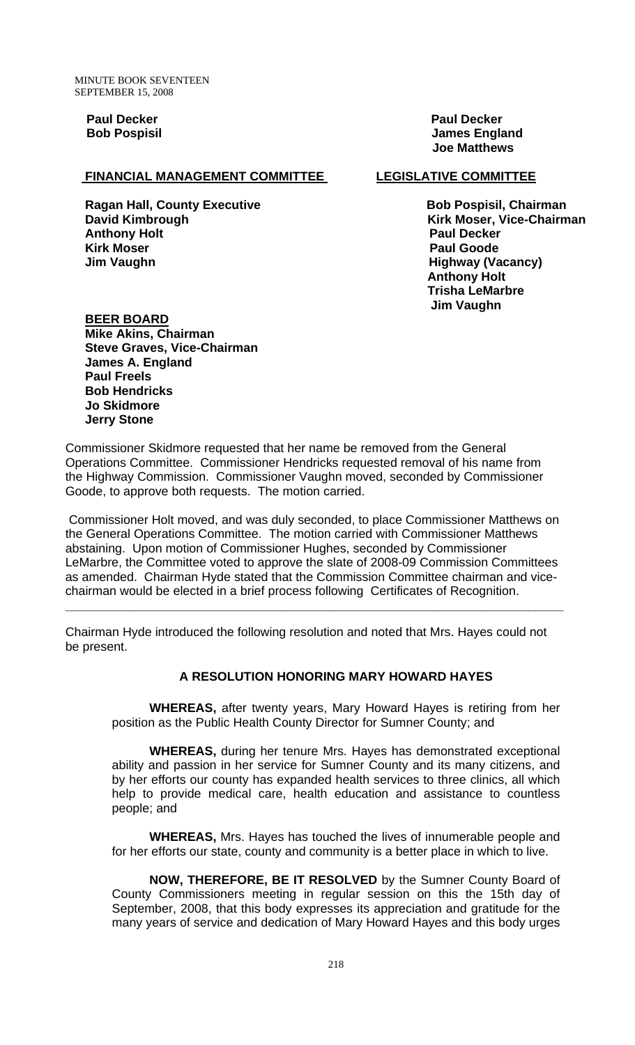**Paul Decker** **Paul Decker**
**Bob Pospisil** **James England**
**Joe Matthews**

**FINANCIAL MANAGEMENT COMMITTEE**

**Ragan Hall, County Executive**
**David Kimbrough**
**Anthony Holt**
**Kirk Moser**
**Jim Vaughn**

**LEGISLATIVE COMMITTEE**

**Bob Pospisil, Chairman**
**Kirk Moser, Vice-Chairman**
**Paul Decker**
**Paul Goode**
**Highway (Vacancy)**
**Anthony Holt**
**Trisha LeMarbre**
**Jim Vaughn**

**BEER BOARD**

**Mike Akins, Chairman**
**Steve Graves, Vice-Chairman**
**James A. England**
**Paul Freels**
**Bob Hendricks**
**Jo Skidmore**
**Jerry Stone**

Commissioner Skidmore requested that her name be removed from the General Operations Committee. Commissioner Hendricks requested removal of his name from the Highway Commission. Commissioner Vaughn moved, seconded by Commissioner Goode, to approve both requests. The motion carried.

Commissioner Holt moved, and was duly seconded, to place Commissioner Matthews on the General Operations Committee. The motion carried with Commissioner Matthews abstaining. Upon motion of Commissioner Hughes, seconded by Commissioner LeMarbre, the Committee voted to approve the slate of 2008-09 Commission Committees as amended. Chairman Hyde stated that the Commission Committee chairman and vice-chairman would be elected in a brief process following Certificates of Recognition.

---

Chairman Hyde introduced the following resolution and noted that Mrs. Hayes could not be present.

### A RESOLUTION HONORING MARY HOWARD HAYES

**WHEREAS,** after twenty years, Mary Howard Hayes is retiring from her position as the Public Health County Director for Sumner County; and

**WHEREAS,** during her tenure Mrs. Hayes has demonstrated exceptional ability and passion in her service for Sumner County and its many citizens, and by her efforts our county has expanded health services to three clinics, all which help to provide medical care, health education and assistance to countless people; and

**WHEREAS,** Mrs. Hayes has touched the lives of innumerable people and for her efforts our state, county and community is a better place in which to live.

**NOW, THEREFORE, BE IT RESOLVED** by the Sumner County Board of County Commissioners meeting in regular session on this the 15th day of September, 2008, that this body expresses its appreciation and gratitude for the many years of service and dedication of Mary Howard Hayes and this body urges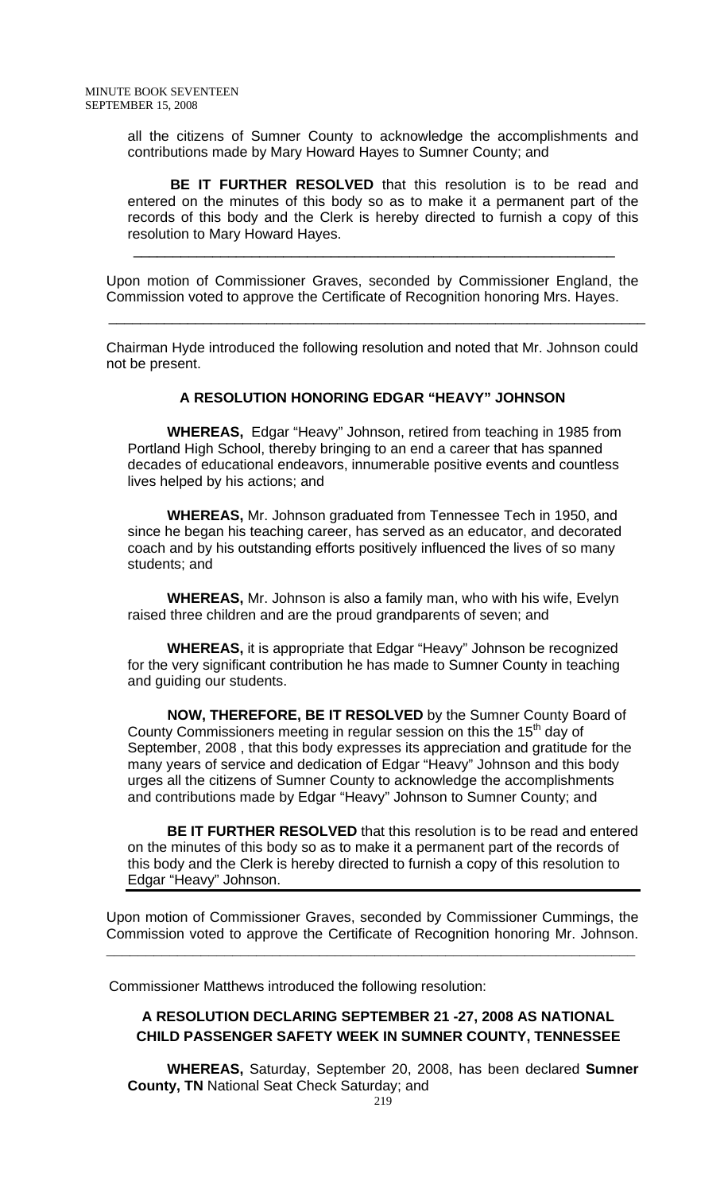all the citizens of Sumner County to acknowledge the accomplishments and contributions made by Mary Howard Hayes to Sumner County; and

**BE IT FURTHER RESOLVED** that this resolution is to be read and entered on the minutes of this body so as to make it a permanent part of the records of this body and the Clerk is hereby directed to furnish a copy of this resolution to Mary Howard Hayes.

---

Upon motion of Commissioner Graves, seconded by Commissioner England, the Commission voted to approve the Certificate of Recognition honoring Mrs. Hayes.

---

Chairman Hyde introduced the following resolution and noted that Mr. Johnson could not be present.

**A RESOLUTION HONORING EDGAR "HEAVY" JOHNSON**

**WHEREAS,** Edgar "Heavy" Johnson, retired from teaching in 1985 from Portland High School, thereby bringing to an end a career that has spanned decades of educational endeavors, innumerable positive events and countless lives helped by his actions; and

**WHEREAS,** Mr. Johnson graduated from Tennessee Tech in 1950, and since he began his teaching career, has served as an educator, and decorated coach and by his outstanding efforts positively influenced the lives of so many students; and

**WHEREAS,** Mr. Johnson is also a family man, who with his wife, Evelyn raised three children and are the proud grandparents of seven; and

**WHEREAS,** it is appropriate that Edgar "Heavy" Johnson be recognized for the very significant contribution he has made to Sumner County in teaching and guiding our students.

**NOW, THEREFORE, BE IT RESOLVED** by the Sumner County Board of County Commissioners meeting in regular session on this the 15th day of September, 2008 , that this body expresses its appreciation and gratitude for the many years of service and dedication of Edgar "Heavy" Johnson and this body urges all the citizens of Sumner County to acknowledge the accomplishments and contributions made by Edgar "Heavy" Johnson to Sumner County; and

**BE IT FURTHER RESOLVED** that this resolution is to be read and entered on the minutes of this body so as to make it a permanent part of the records of this body and the Clerk is hereby directed to furnish a copy of this resolution to Edgar "Heavy" Johnson.

---

Upon motion of Commissioner Graves, seconded by Commissioner Cummings, the Commission voted to approve the Certificate of Recognition honoring Mr. Johnson.

---

Commissioner Matthews introduced the following resolution:

**A RESOLUTION DECLARING SEPTEMBER 21 -27, 2008 AS NATIONAL CHILD PASSENGER SAFETY WEEK IN SUMNER COUNTY, TENNESSEE**

**WHEREAS,** Saturday, September 20, 2008, has been declared **Sumner County, TN** National Seat Check Saturday; and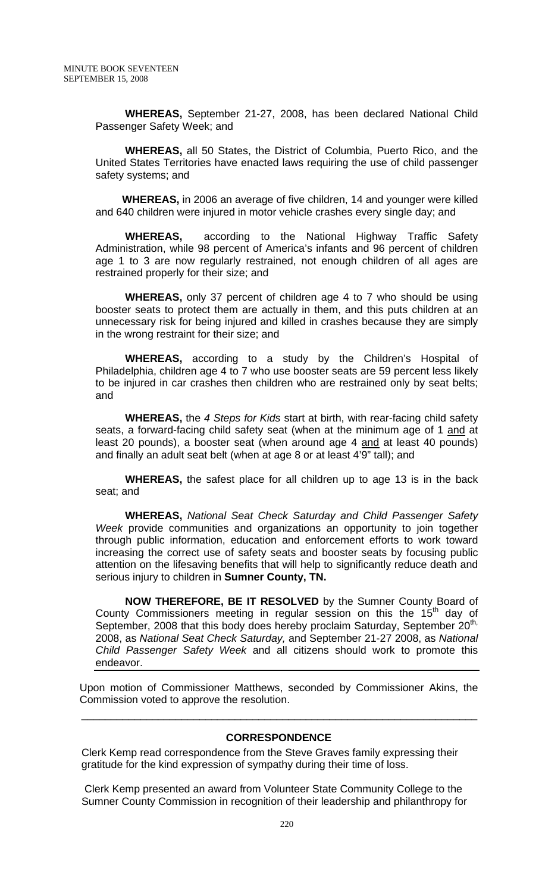**WHEREAS,** September 21-27, 2008, has been declared National Child Passenger Safety Week; and

**WHEREAS,** all 50 States, the District of Columbia, Puerto Rico, and the United States Territories have enacted laws requiring the use of child passenger safety systems; and

**WHEREAS,** in 2006 an average of five children, 14 and younger were killed and 640 children were injured in motor vehicle crashes every single day; and

**WHEREAS,** according to the National Highway Traffic Safety Administration, while 98 percent of America's infants and 96 percent of children age 1 to 3 are now regularly restrained, not enough children of all ages are restrained properly for their size; and

**WHEREAS,** only 37 percent of children age 4 to 7 who should be using booster seats to protect them are actually in them, and this puts children at an unnecessary risk for being injured and killed in crashes because they are simply in the wrong restraint for their size; and

**WHEREAS,** according to a study by the Children's Hospital of Philadelphia, children age 4 to 7 who use booster seats are 59 percent less likely to be injured in car crashes then children who are restrained only by seat belts; and

**WHEREAS,** the *4 Steps for Kids* start at birth, with rear-facing child safety seats, a forward-facing child safety seat (when at the minimum age of 1 <u>and</u> at least 20 pounds), a booster seat (when around age 4 <u>and</u> at least 40 pounds) and finally an adult seat belt (when at age 8 or at least 4'9" tall); and

**WHEREAS,** the safest place for all children up to age 13 is in the back seat; and

**WHEREAS,** *National Seat Check Saturday and Child Passenger Safety Week* provide communities and organizations an opportunity to join together through public information, education and enforcement efforts to work toward increasing the correct use of safety seats and booster seats by focusing public attention on the lifesaving benefits that will help to significantly reduce death and serious injury to children in **Sumner County, TN.**

**NOW THEREFORE, BE IT RESOLVED** by the Sumner County Board of County Commissioners meeting in regular session on this the 15th day of September, 2008 that this body does hereby proclaim Saturday, September 20th, 2008, as *National Seat Check Saturday,* and September 21-27 2008, as *National Child Passenger Safety Week* and all citizens should work to promote this endeavor.

Upon motion of Commissioner Matthews, seconded by Commissioner Akins, the Commission voted to approve the resolution.

---

## CORRESPONDENCE

Clerk Kemp read correspondence from the Steve Graves family expressing their gratitude for the kind expression of sympathy during their time of loss.

Clerk Kemp presented an award from Volunteer State Community College to the Sumner County Commission in recognition of their leadership and philanthropy for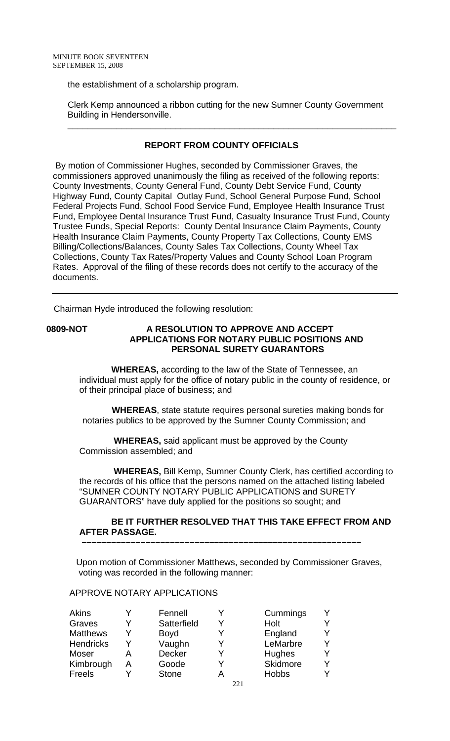the establishment of a scholarship program.

Clerk Kemp announced a ribbon cutting for the new Sumner County Government Building in Hendersonville.

---

**REPORT FROM COUNTY OFFICIALS**

By motion of Commissioner Hughes, seconded by Commissioner Graves, the commissioners approved unanimously the filing as received of the following reports: County Investments, County General Fund, County Debt Service Fund, County Highway Fund, County Capital Outlay Fund, School General Purpose Fund, School Federal Projects Fund, School Food Service Fund, Employee Health Insurance Trust Fund, Employee Dental Insurance Trust Fund, Casualty Insurance Trust Fund, County Trustee Funds, Special Reports: County Dental Insurance Claim Payments, County Health Insurance Claim Payments, County Property Tax Collections, County EMS Billing/Collections/Balances, County Sales Tax Collections, County Wheel Tax Collections, County Tax Rates/Property Values and County School Loan Program Rates. Approval of the filing of these records does not certify to the accuracy of the documents.

---

Chairman Hyde introduced the following resolution:

**0809-NOT A RESOLUTION TO APPROVE AND ACCEPT APPLICATIONS FOR NOTARY PUBLIC POSITIONS AND PERSONAL SURETY GUARANTORS**

**WHEREAS,** according to the law of the State of Tennessee, an individual must apply for the office of notary public in the county of residence, or of their principal place of business; and

**WHEREAS**, state statute requires personal sureties making bonds for notaries publics to be approved by the Sumner County Commission; and

**WHEREAS,** said applicant must be approved by the County Commission assembled; and

**WHEREAS,** Bill Kemp, Sumner County Clerk, has certified according to the records of his office that the persons named on the attached listing labeled "SUMNER COUNTY NOTARY PUBLIC APPLICATIONS and SURETY GUARANTORS" have duly applied for the positions so sought; and

**BE IT FURTHER RESOLVED THAT THIS TAKE EFFECT FROM AND AFTER PASSAGE.**

---

Upon motion of Commissioner Matthews, seconded by Commissioner Graves, voting was recorded in the following manner:

APPROVE NOTARY APPLICATIONS

| | | | | | |
|---|---|---|---|---|---|
| Akins | Y | Fennell | Y | Cummings | Y |
| Graves | Y | Satterfield | Y | Holt | Y |
| Matthews | Y | Boyd | Y | England | Y |
| Hendricks | Y | Vaughn | Y | LeMarbre | Y |
| Moser | A | Decker | Y | Hughes | Y |
| Kimbrough | A | Goode | Y | Skidmore | Y |
| Freels | Y | Stone | A | Hobbs | Y |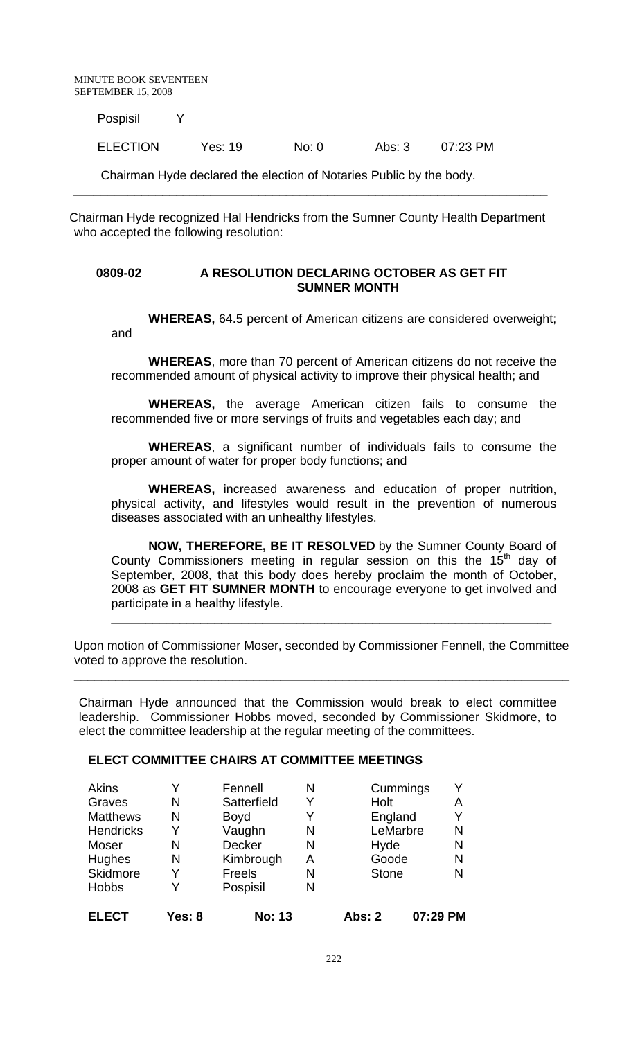| Pospisil | Y | | | |
|---|---|---|---|---|
| ELECTION | Yes: 19 | No: 0 | Abs: 3 | 07:23 PM |

Chairman Hyde declared the election of Notaries Public by the body.

---

Chairman Hyde recognized Hal Hendricks from the Sumner County Health Department who accepted the following resolution:

**0809-02 A RESOLUTION DECLARING OCTOBER AS GET FIT SUMNER MONTH**

**WHEREAS,** 64.5 percent of American citizens are considered overweight; and

**WHEREAS**, more than 70 percent of American citizens do not receive the recommended amount of physical activity to improve their physical health; and

**WHEREAS,** the average American citizen fails to consume the recommended five or more servings of fruits and vegetables each day; and

**WHEREAS**, a significant number of individuals fails to consume the proper amount of water for proper body functions; and

**WHEREAS,** increased awareness and education of proper nutrition, physical activity, and lifestyles would result in the prevention of numerous diseases associated with an unhealthy lifestyles.

**NOW, THEREFORE, BE IT RESOLVED** by the Sumner County Board of County Commissioners meeting in regular session on this the 15th day of September, 2008, that this body does hereby proclaim the month of October, 2008 as **GET FIT SUMNER MONTH** to encourage everyone to get involved and participate in a healthy lifestyle.

---

Upon motion of Commissioner Moser, seconded by Commissioner Fennell, the Committee voted to approve the resolution.

---

Chairman Hyde announced that the Commission would break to elect committee leadership. Commissioner Hobbs moved, seconded by Commissioner Skidmore, to elect the committee leadership at the regular meeting of the committees.

**ELECT COMMITTEE CHAIRS AT COMMITTEE MEETINGS**

| | | | | | |
|---|---|---|---|---|---|
| Akins | Y | Fennell | N | Cummings | Y |
| Graves | N | Satterfield | Y | Holt | A |
| Matthews | N | Boyd | Y | England | Y |
| Hendricks | Y | Vaughn | N | LeMarbre | N |
| Moser | N | Decker | N | Hyde | N |
| Hughes | N | Kimbrough | A | Goode | N |
| Skidmore | Y | Freels | N | Stone | N |
| Hobbs | Y | Pospisil | N | | |

| **ELECT** | **Yes: 8** | **No: 13** | **Abs: 2** | **07:29 PM** |
|---|---|---|---|---|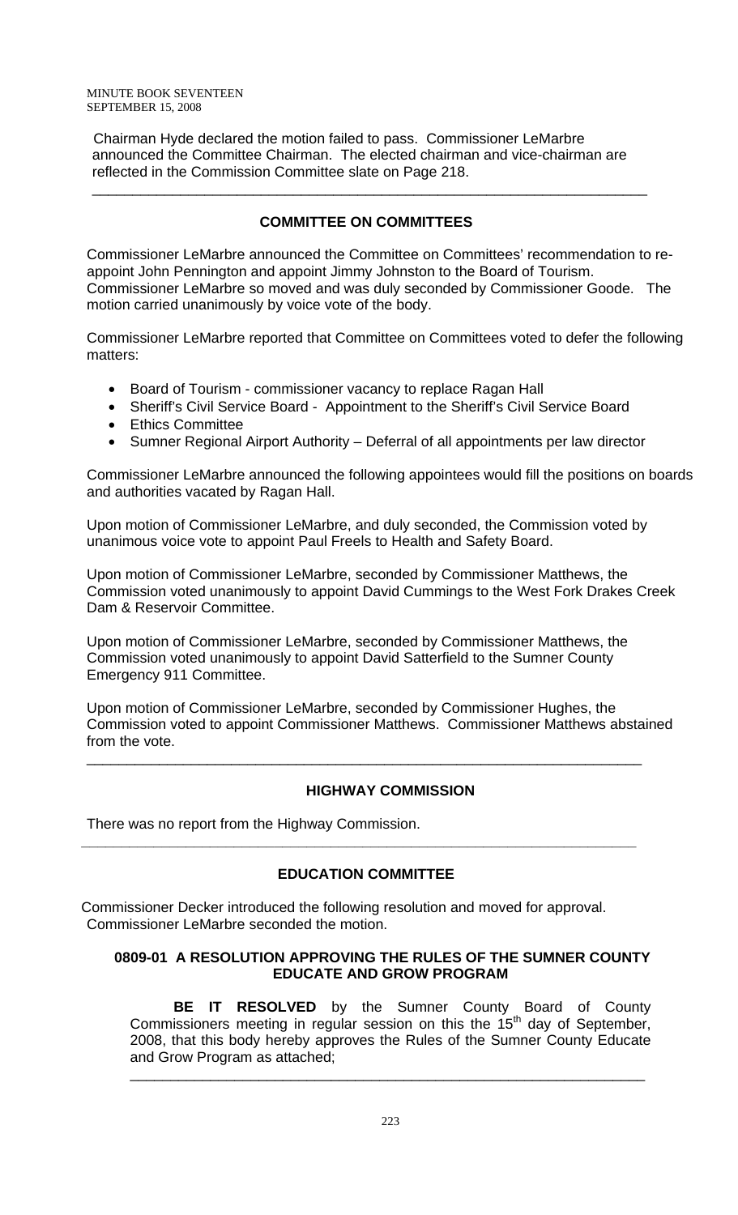Chairman Hyde declared the motion failed to pass. Commissioner LeMarbre announced the Committee Chairman. The elected chairman and vice-chairman are reflected in the Commission Committee slate on Page 218.

---

## COMMITTEE ON COMMITTEES

Commissioner LeMarbre announced the Committee on Committees' recommendation to re-appoint John Pennington and appoint Jimmy Johnston to the Board of Tourism. Commissioner LeMarbre so moved and was duly seconded by Commissioner Goode. The motion carried unanimously by voice vote of the body.

Commissioner LeMarbre reported that Committee on Committees voted to defer the following matters:

- Board of Tourism - commissioner vacancy to replace Ragan Hall
- Sheriff's Civil Service Board - Appointment to the Sheriff's Civil Service Board
- Ethics Committee
- Sumner Regional Airport Authority – Deferral of all appointments per law director

Commissioner LeMarbre announced the following appointees would fill the positions on boards and authorities vacated by Ragan Hall.

Upon motion of Commissioner LeMarbre, and duly seconded, the Commission voted by unanimous voice vote to appoint Paul Freels to Health and Safety Board.

Upon motion of Commissioner LeMarbre, seconded by Commissioner Matthews, the Commission voted unanimously to appoint David Cummings to the West Fork Drakes Creek Dam & Reservoir Committee.

Upon motion of Commissioner LeMarbre, seconded by Commissioner Matthews, the Commission voted unanimously to appoint David Satterfield to the Sumner County Emergency 911 Committee.

Upon motion of Commissioner LeMarbre, seconded by Commissioner Hughes, the Commission voted to appoint Commissioner Matthews. Commissioner Matthews abstained from the vote.

---

## HIGHWAY COMMISSION

There was no report from the Highway Commission.

---

## EDUCATION COMMITTEE

Commissioner Decker introduced the following resolution and moved for approval. Commissioner LeMarbre seconded the motion.

### 0809-01 A RESOLUTION APPROVING THE RULES OF THE SUMNER COUNTY EDUCATE AND GROW PROGRAM

**BE IT RESOLVED** by the Sumner County Board of County Commissioners meeting in regular session on this the 15th day of September, 2008, that this body hereby approves the Rules of the Sumner County Educate and Grow Program as attached;

---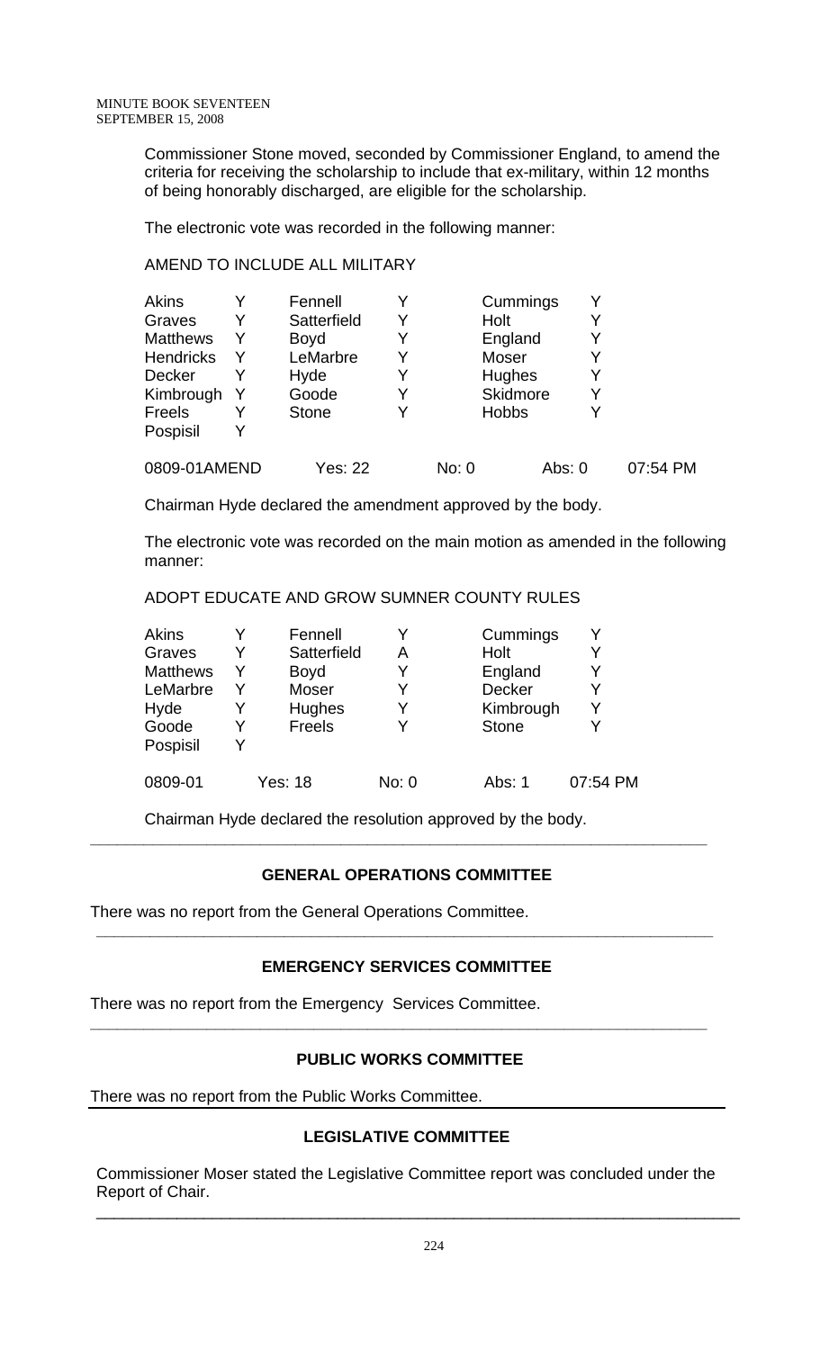Commissioner Stone moved, seconded by Commissioner England, to amend the criteria for receiving the scholarship to include that ex-military, within 12 months of being honorably discharged, are eligible for the scholarship.

The electronic vote was recorded in the following manner:

AMEND TO INCLUDE ALL MILITARY

| | | | | | |
|---|---|---|---|---|---|
| Akins | Y | Fennell | Y | Cummings | Y |
| Graves | Y | Satterfield | Y | Holt | Y |
| Matthews | Y | Boyd | Y | England | Y |
| Hendricks | Y | LeMarbre | Y | Moser | Y |
| Decker | Y | Hyde | Y | Hughes | Y |
| Kimbrough | Y | Goode | Y | Skidmore | Y |
| Freels | Y | Stone | Y | Hobbs | Y |
| Pospisil | Y | | | | |

0809-01AMEND Yes: 22 No: 0 Abs: 0 07:54 PM

Chairman Hyde declared the amendment approved by the body.

The electronic vote was recorded on the main motion as amended in the following manner:

ADOPT EDUCATE AND GROW SUMNER COUNTY RULES

| | | | | | |
|---|---|---|---|---|---|
| Akins | Y | Fennell | Y | Cummings | Y |
| Graves | Y | Satterfield | A | Holt | Y |
| Matthews | Y | Boyd | Y | England | Y |
| LeMarbre | Y | Moser | Y | Decker | Y |
| Hyde | Y | Hughes | Y | Kimbrough | Y |
| Goode | Y | Freels | Y | Stone | Y |
| Pospisil | Y | | | | |

0809-01 Yes: 18 No: 0 Abs: 1 07:54 PM

Chairman Hyde declared the resolution approved by the body.

---

## GENERAL OPERATIONS COMMITTEE

There was no report from the General Operations Committee.

---

## EMERGENCY SERVICES COMMITTEE

There was no report from the Emergency Services Committee.

---

## PUBLIC WORKS COMMITTEE

There was no report from the Public Works Committee.

---

## LEGISLATIVE COMMITTEE

Commissioner Moser stated the Legislative Committee report was concluded under the Report of Chair.

---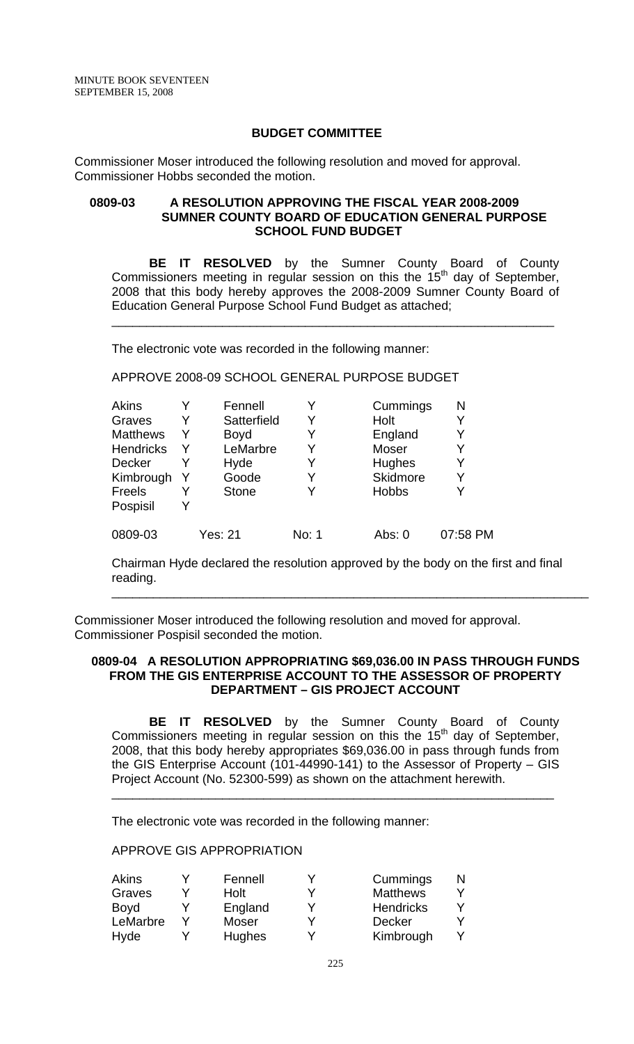MINUTE BOOK SEVENTEEN
SEPTEMBER 15, 2008

## BUDGET COMMITTEE

Commissioner Moser introduced the following resolution and moved for approval. Commissioner Hobbs seconded the motion.

### 0809-03 A RESOLUTION APPROVING THE FISCAL YEAR 2008-2009 SUMNER COUNTY BOARD OF EDUCATION GENERAL PURPOSE SCHOOL FUND BUDGET

**BE IT RESOLVED** by the Sumner County Board of County Commissioners meeting in regular session on this the 15th day of September, 2008 that this body hereby approves the 2008-2009 Sumner County Board of Education General Purpose School Fund Budget as attached;

---

The electronic vote was recorded in the following manner:

APPROVE 2008-09 SCHOOL GENERAL PURPOSE BUDGET

| | | | | | |
|---|---|---|---|---|---|
| Akins | Y | Fennell | Y | Cummings | N |
| Graves | Y | Satterfield | Y | Holt | Y |
| Matthews | Y | Boyd | Y | England | Y |
| Hendricks | Y | LeMarbre | Y | Moser | Y |
| Decker | Y | Hyde | Y | Hughes | Y |
| Kimbrough | Y | Goode | Y | Skidmore | Y |
| Freels | Y | Stone | Y | Hobbs | Y |
| Pospisil | Y | | | | |

| 0809-03 | Yes: 21 | No: 1 | Abs: 0 | 07:58 PM |
|---|---|---|---|---|

Chairman Hyde declared the resolution approved by the body on the first and final reading.

---

Commissioner Moser introduced the following resolution and moved for approval. Commissioner Pospisil seconded the motion.

### 0809-04 A RESOLUTION APPROPRIATING $69,036.00 IN PASS THROUGH FUNDS FROM THE GIS ENTERPRISE ACCOUNT TO THE ASSESSOR OF PROPERTY DEPARTMENT – GIS PROJECT ACCOUNT

**BE IT RESOLVED** by the Sumner County Board of County Commissioners meeting in regular session on this the 15th day of September, 2008, that this body hereby appropriates $69,036.00 in pass through funds from the GIS Enterprise Account (101-44990-141) to the Assessor of Property – GIS Project Account (No. 52300-599) as shown on the attachment herewith.

---

The electronic vote was recorded in the following manner:

APPROVE GIS APPROPRIATION

| | | | | | |
|---|---|---|---|---|---|
| Akins | Y | Fennell | Y | Cummings | N |
| Graves | Y | Holt | Y | Matthews | Y |
| Boyd | Y | England | Y | Hendricks | Y |
| LeMarbre | Y | Moser | Y | Decker | Y |
| Hyde | Y | Hughes | Y | Kimbrough | Y |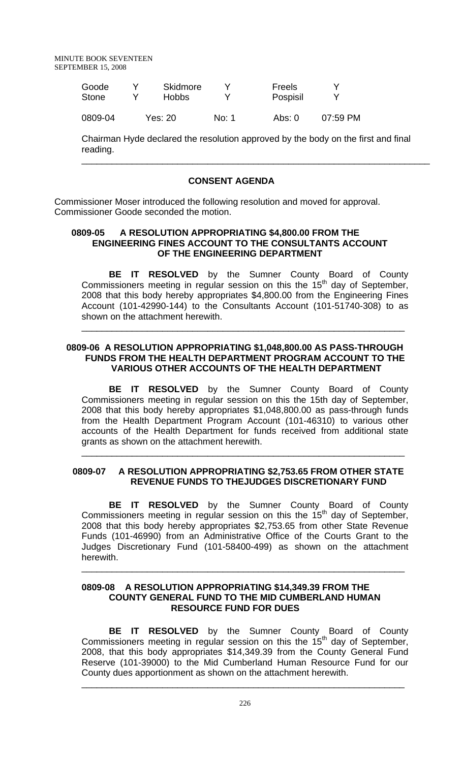| Goode | Y | Skidmore | Y | Freels | Y |
|---|---|---|---|---|---|
| Stone | Y | Hobbs | Y | Pospisil | Y |

| 0809-04 | Yes: 20 | No: 1 | Abs: 0 | 07:59 PM |
|---|---|---|---|---|

Chairman Hyde declared the resolution approved by the body on the first and final reading.

---

## CONSENT AGENDA

Commissioner Moser introduced the following resolution and moved for approval. Commissioner Goode seconded the motion.

### 0809-05 A RESOLUTION APPROPRIATING $4,800.00 FROM THE ENGINEERING FINES ACCOUNT TO THE CONSULTANTS ACCOUNT OF THE ENGINEERING DEPARTMENT

**BE IT RESOLVED** by the Sumner County Board of County Commissioners meeting in regular session on this the 15th day of September, 2008 that this body hereby appropriates $4,800.00 from the Engineering Fines Account (101-42990-144) to the Consultants Account (101-51740-308) to as shown on the attachment herewith.

---

### 0809-06 A RESOLUTION APPROPRIATING $1,048,800.00 AS PASS-THROUGH FUNDS FROM THE HEALTH DEPARTMENT PROGRAM ACCOUNT TO THE VARIOUS OTHER ACCOUNTS OF THE HEALTH DEPARTMENT

**BE IT RESOLVED** by the Sumner County Board of County Commissioners meeting in regular session on this the 15th day of September, 2008 that this body hereby appropriates $1,048,800.00 as pass-through funds from the Health Department Program Account (101-46310) to various other accounts of the Health Department for funds received from additional state grants as shown on the attachment herewith.

---

### 0809-07 A RESOLUTION APPROPRIATING $2,753.65 FROM OTHER STATE REVENUE FUNDS TO THEJUDGES DISCRETIONARY FUND

**BE IT RESOLVED** by the Sumner County Board of County Commissioners meeting in regular session on this the 15th day of September, 2008 that this body hereby appropriates $2,753.65 from other State Revenue Funds (101-46990) from an Administrative Office of the Courts Grant to the Judges Discretionary Fund (101-58400-499) as shown on the attachment herewith.

---

### 0809-08 A RESOLUTION APPROPRIATING $14,349.39 FROM THE COUNTY GENERAL FUND TO THE MID CUMBERLAND HUMAN RESOURCE FUND FOR DUES

**BE IT RESOLVED** by the Sumner County Board of County Commissioners meeting in regular session on this the 15th day of September, 2008, that this body appropriates $14,349.39 from the County General Fund Reserve (101-39000) to the Mid Cumberland Human Resource Fund for our County dues apportionment as shown on the attachment herewith.

---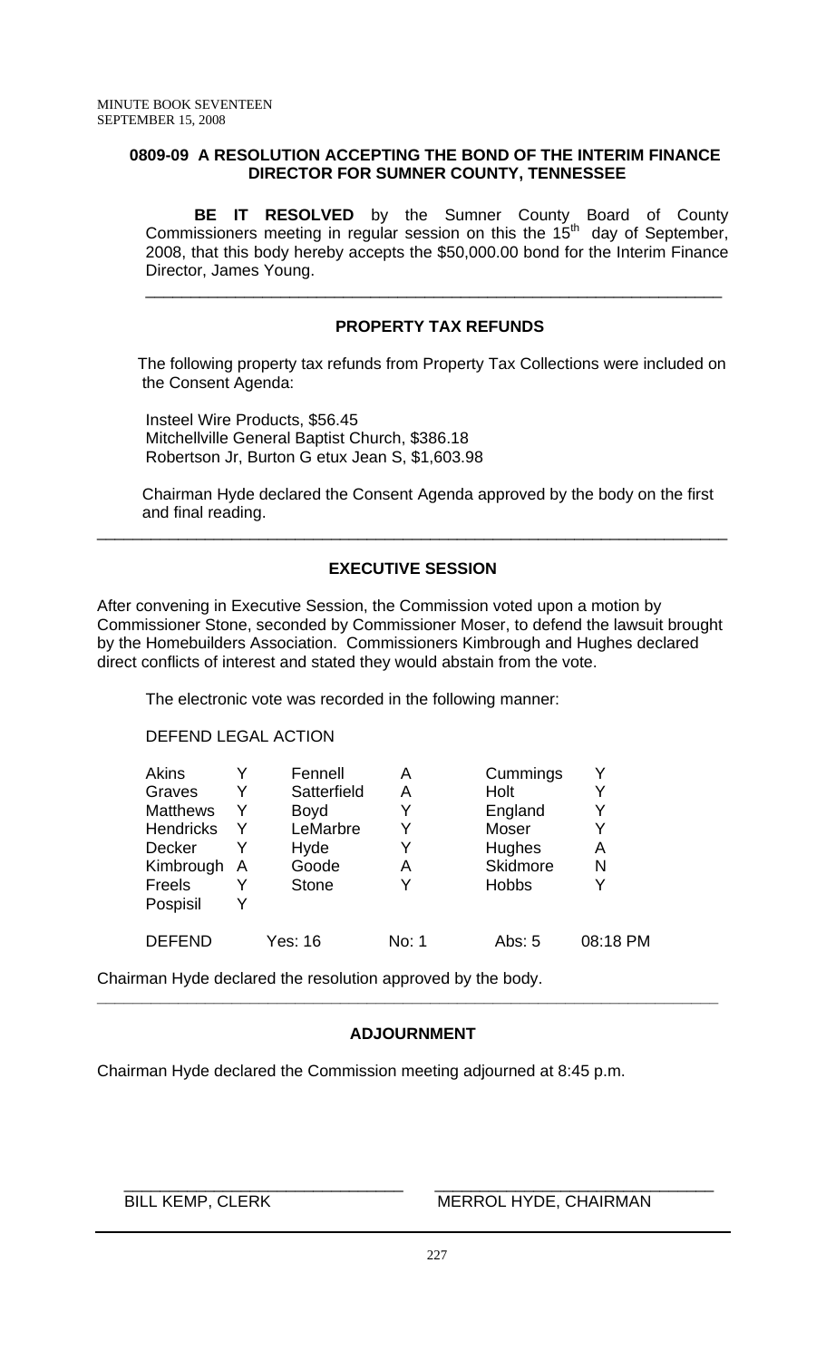**0809-09 A RESOLUTION ACCEPTING THE BOND OF THE INTERIM FINANCE DIRECTOR FOR SUMNER COUNTY, TENNESSEE**

**BE IT RESOLVED** by the Sumner County Board of County Commissioners meeting in regular session on this the 15th day of September, 2008, that this body hereby accepts the \$50,000.00 bond for the Interim Finance Director, James Young.

---

## PROPERTY TAX REFUNDS

The following property tax refunds from Property Tax Collections were included on the Consent Agenda:

Insteel Wire Products, \$56.45
Mitchellville General Baptist Church, \$386.18
Robertson Jr, Burton G etux Jean S, \$1,603.98

Chairman Hyde declared the Consent Agenda approved by the body on the first and final reading.

---

## EXECUTIVE SESSION

After convening in Executive Session, the Commission voted upon a motion by Commissioner Stone, seconded by Commissioner Moser, to defend the lawsuit brought by the Homebuilders Association. Commissioners Kimbrough and Hughes declared direct conflicts of interest and stated they would abstain from the vote.

The electronic vote was recorded in the following manner:

DEFEND LEGAL ACTION

| | | | | | |
|---|---|---|---|---|---|
| Akins | Y | Fennell | A | Cummings | Y |
| Graves | Y | Satterfield | A | Holt | Y |
| Matthews | Y | Boyd | Y | England | Y |
| Hendricks | Y | LeMarbre | Y | Moser | Y |
| Decker | Y | Hyde | Y | Hughes | A |
| Kimbrough | A | Goode | A | Skidmore | N |
| Freels | Y | Stone | Y | Hobbs | Y |
| Pospisil | Y | | | | |

DEFEND Yes: 16 No: 1 Abs: 5 08:18 PM

Chairman Hyde declared the resolution approved by the body.

---

## ADJOURNMENT

Chairman Hyde declared the Commission meeting adjourned at 8:45 p.m.

BILL KEMP, CLERK MERROL HYDE, CHAIRMAN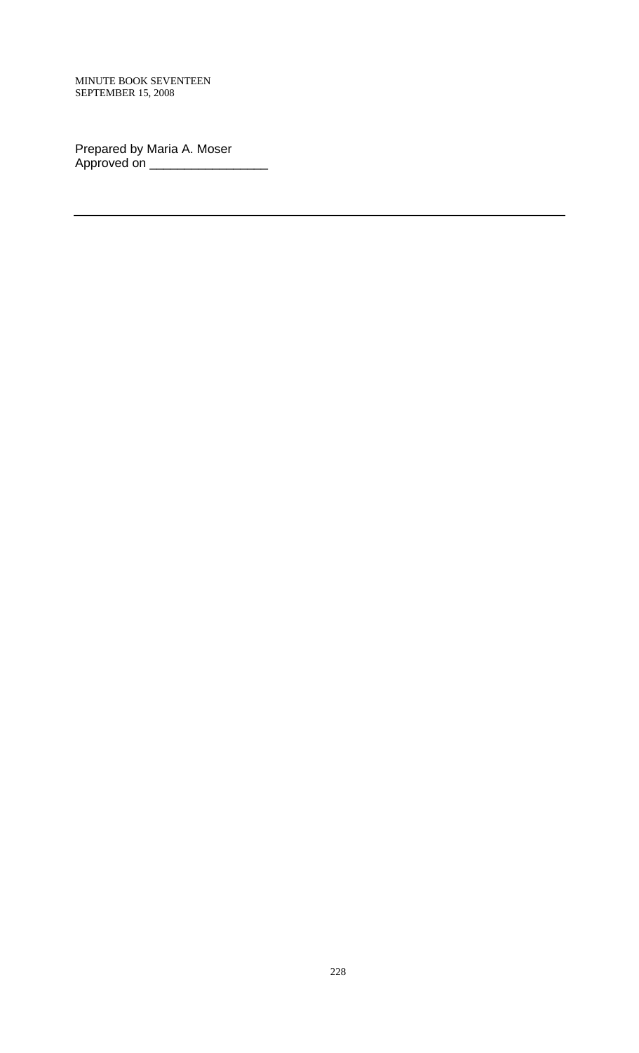Prepared by Maria A. Moser
Approved on _________________

---